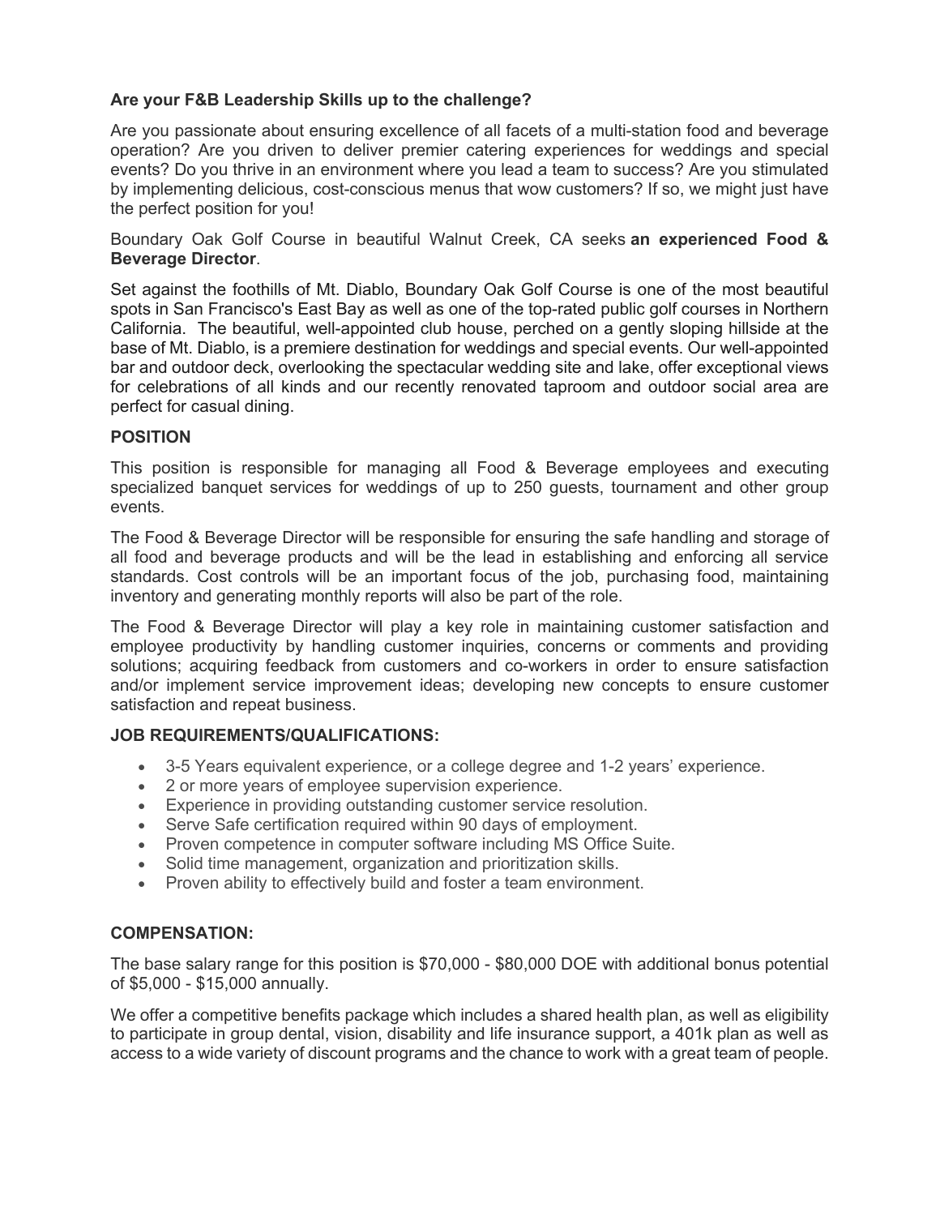**Are your F&B Leadership Skills up to the challenge?**

Are you passionate about ensuring excellence of all facets of a multi-station food and beverage operation? Are you driven to deliver premier catering experiences for weddings and special events? Do you thrive in an environment where you lead a team to success? Are you stimulated by implementing delicious, cost-conscious menus that wow customers? If so, we might just have the perfect position for you!

Boundary Oak Golf Course in beautiful Walnut Creek, CA seeks **an experienced Food & Beverage Director**.

Set against the foothills of Mt. Diablo, Boundary Oak Golf Course is one of the most beautiful spots in San Francisco's East Bay as well as one of the top-rated public golf courses in Northern California. The beautiful, well-appointed club house, perched on a gently sloping hillside at the base of Mt. Diablo, is a premiere destination for weddings and special events. Our well-appointed bar and outdoor deck, overlooking the spectacular wedding site and lake, offer exceptional views for celebrations of all kinds and our recently renovated taproom and outdoor social area are perfect for casual dining.

**POSITION**

This position is responsible for managing all Food & Beverage employees and executing specialized banquet services for weddings of up to 250 guests, tournament and other group events.

The Food & Beverage Director will be responsible for ensuring the safe handling and storage of all food and beverage products and will be the lead in establishing and enforcing all service standards. Cost controls will be an important focus of the job, purchasing food, maintaining inventory and generating monthly reports will also be part of the role.

The Food & Beverage Director will play a key role in maintaining customer satisfaction and employee productivity by handling customer inquiries, concerns or comments and providing solutions; acquiring feedback from customers and co-workers in order to ensure satisfaction and/or implement service improvement ideas; developing new concepts to ensure customer satisfaction and repeat business.

**JOB REQUIREMENTS/QUALIFICATIONS:**

- 3-5 Years equivalent experience, or a college degree and 1-2 years' experience.
- 2 or more years of employee supervision experience.
- Experience in providing outstanding customer service resolution.
- Serve Safe certification required within 90 days of employment.
- Proven competence in computer software including MS Office Suite.
- Solid time management, organization and prioritization skills.
- Proven ability to effectively build and foster a team environment.

**COMPENSATION:**

The base salary range for this position is $70,000 - $80,000 DOE with additional bonus potential of $5,000 - $15,000 annually.

We offer a competitive benefits package which includes a shared health plan, as well as eligibility to participate in group dental, vision, disability and life insurance support, a 401k plan as well as access to a wide variety of discount programs and the chance to work with a great team of people.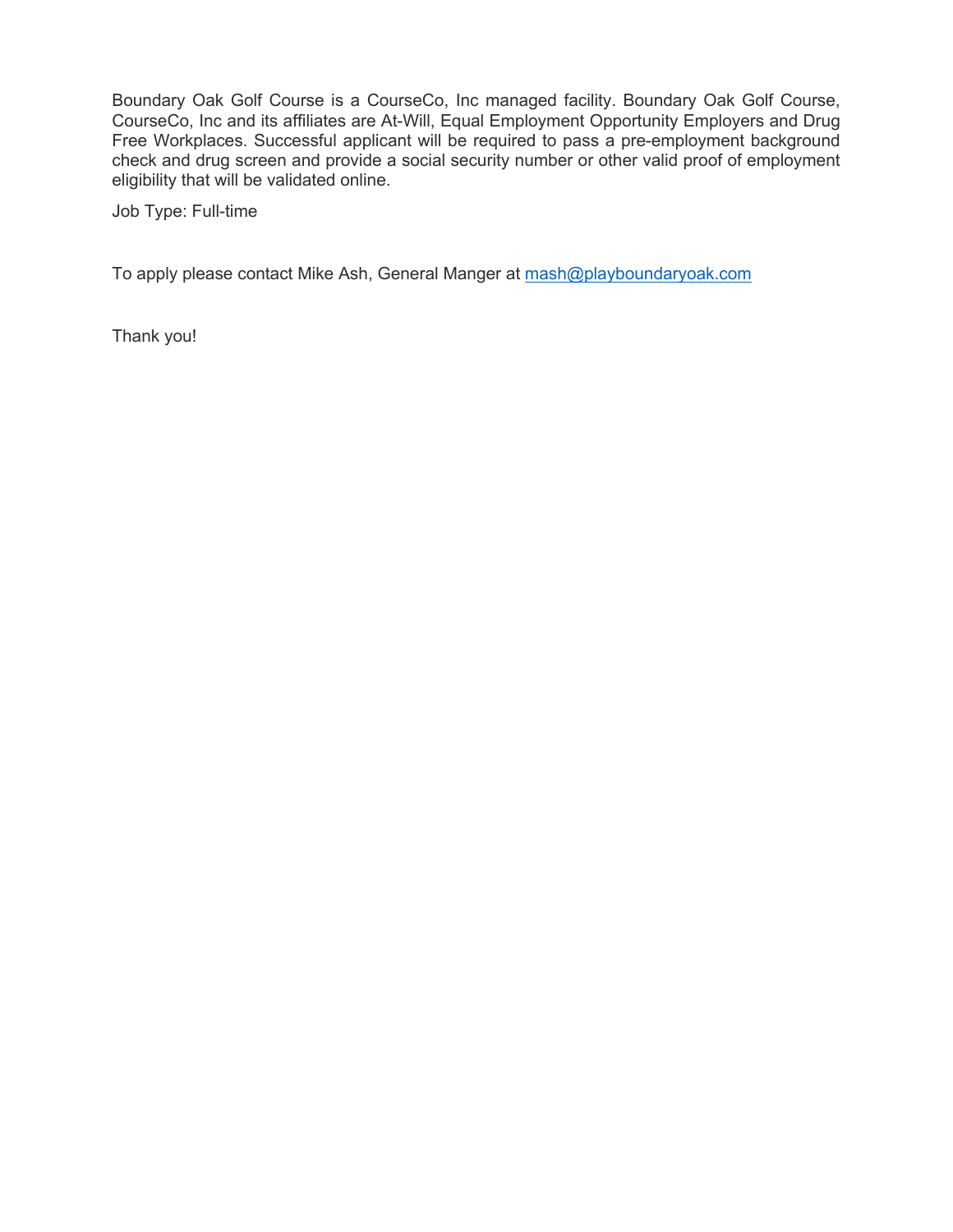Boundary Oak Golf Course is a CourseCo, Inc managed facility. Boundary Oak Golf Course, CourseCo, Inc and its affiliates are At-Will, Equal Employment Opportunity Employers and Drug Free Workplaces. Successful applicant will be required to pass a pre-employment background check and drug screen and provide a social security number or other valid proof of employment eligibility that will be validated online.

Job Type: Full-time

To apply please contact Mike Ash, General Manger at mash@playboundaryoak.com

Thank you!